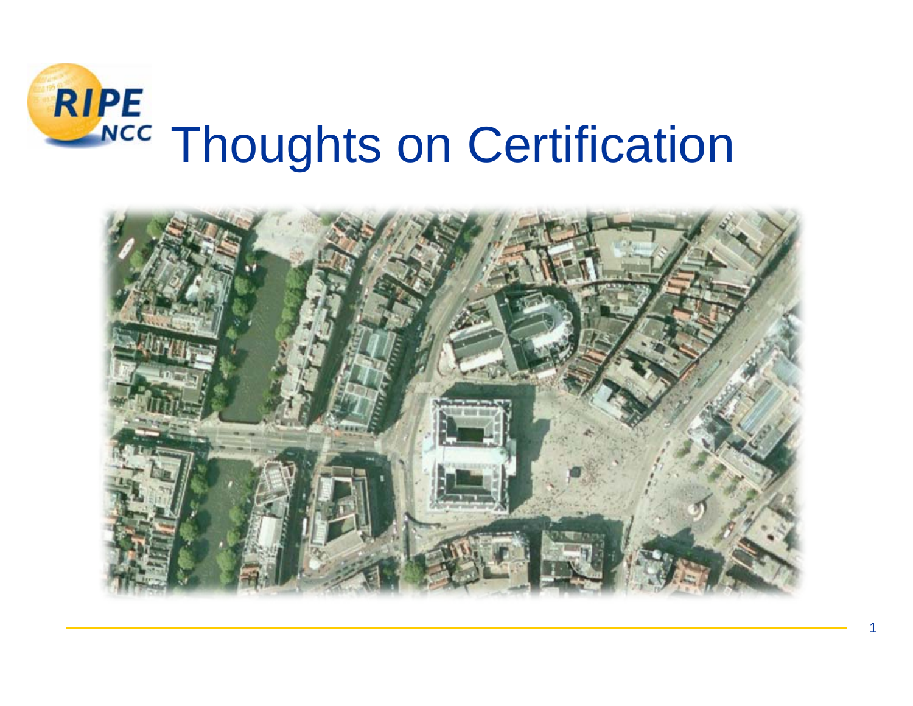# Thoughts on Certification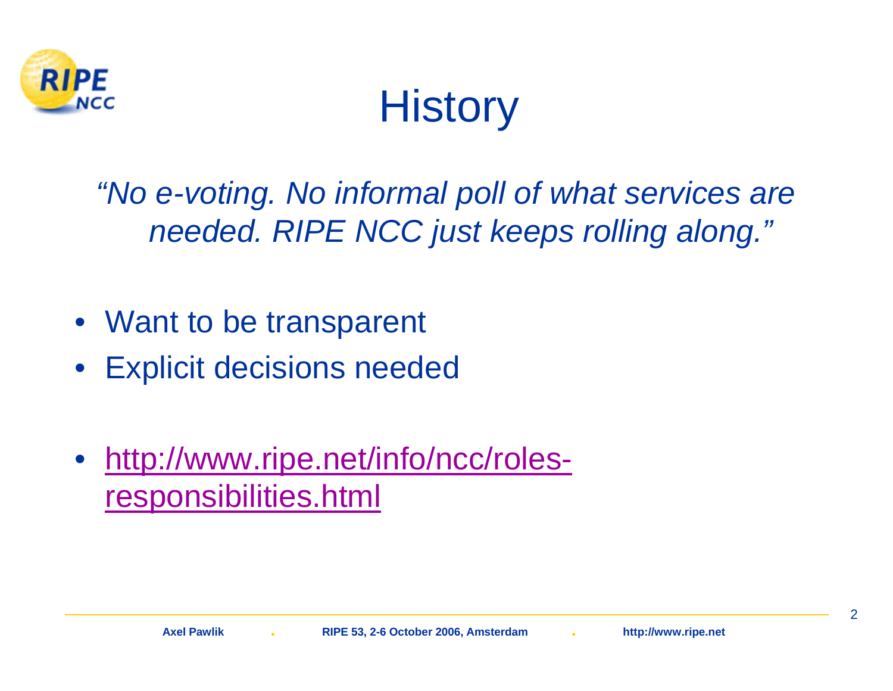# History

*"No e-voting. No informal poll of what services are needed. RIPE NCC just keeps rolling along."*

- Want to be transparent
- Explicit decisions needed

- http://www.ripe.net/info/ncc/roles-responsibilities.html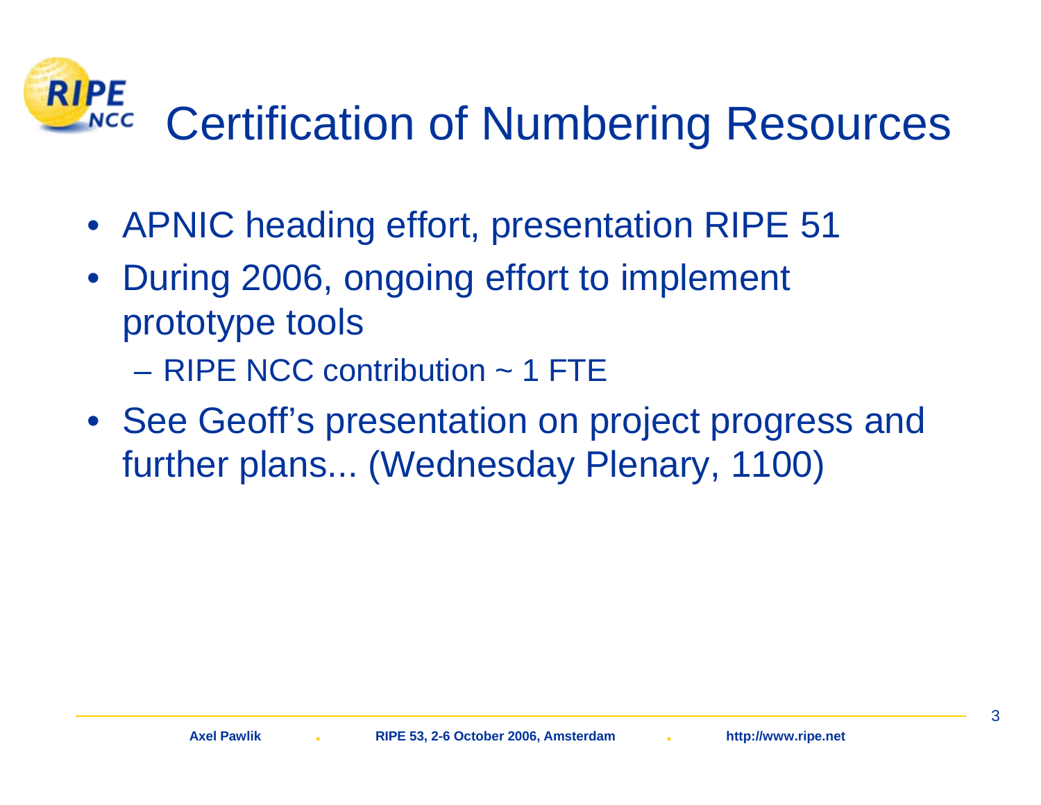# Certification of Numbering Resources

- APNIC heading effort, presentation RIPE 51
- During 2006, ongoing effort to implement prototype tools
  - RIPE NCC contribution ~ 1 FTE
- See Geoff's presentation on project progress and further plans... (Wednesday Plenary, 1100)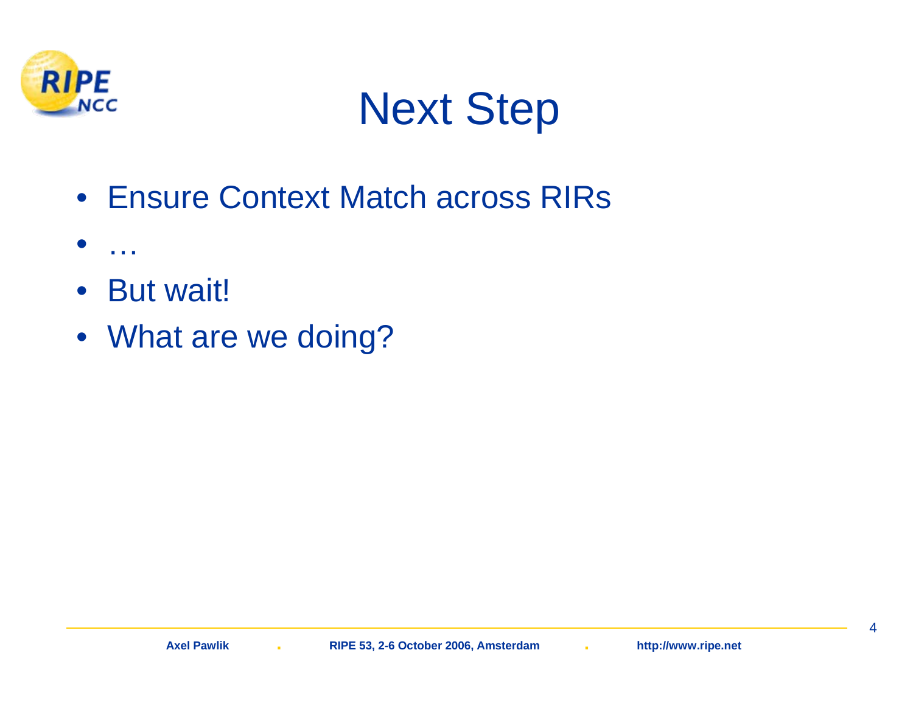# Next Step

- Ensure Context Match across RIRs
- …
- But wait!
- What are we doing?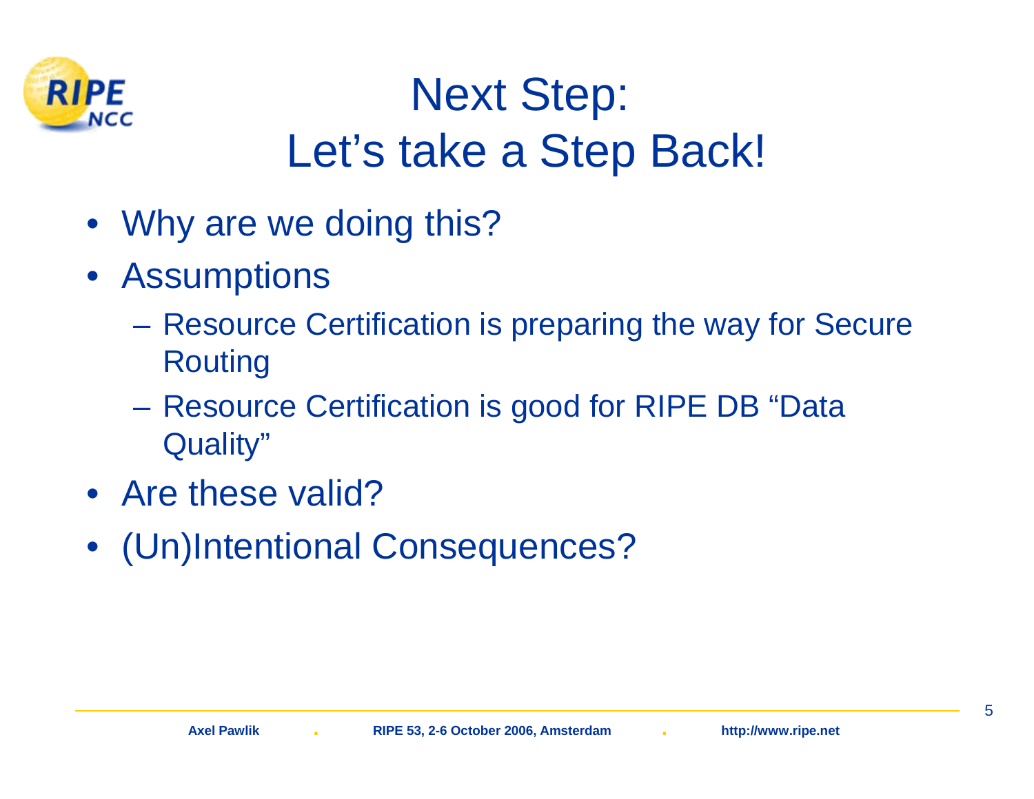# Next Step: Let's take a Step Back!

- Why are we doing this?
- Assumptions
  - Resource Certification is preparing the way for Secure Routing
  - Resource Certification is good for RIPE DB "Data Quality"
- Are these valid?
- (Un)Intentional Consequences?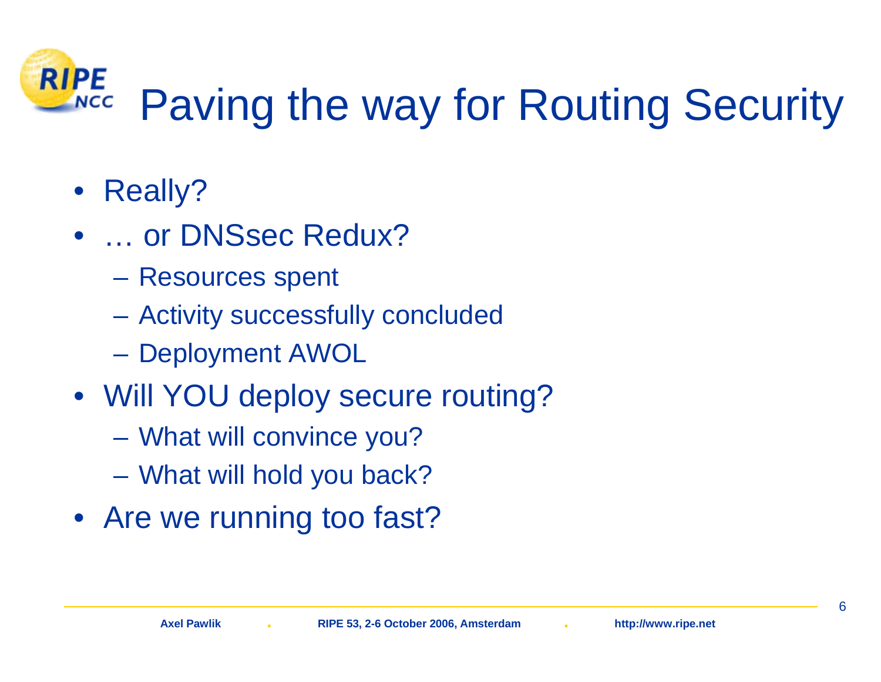# Paving the way for Routing Security

- Really?
- … or DNSsec Redux?
  - Resources spent
  - Activity successfully concluded
  - Deployment AWOL
- Will YOU deploy secure routing?
  - What will convince you?
  - What will hold you back?
- Are we running too fast?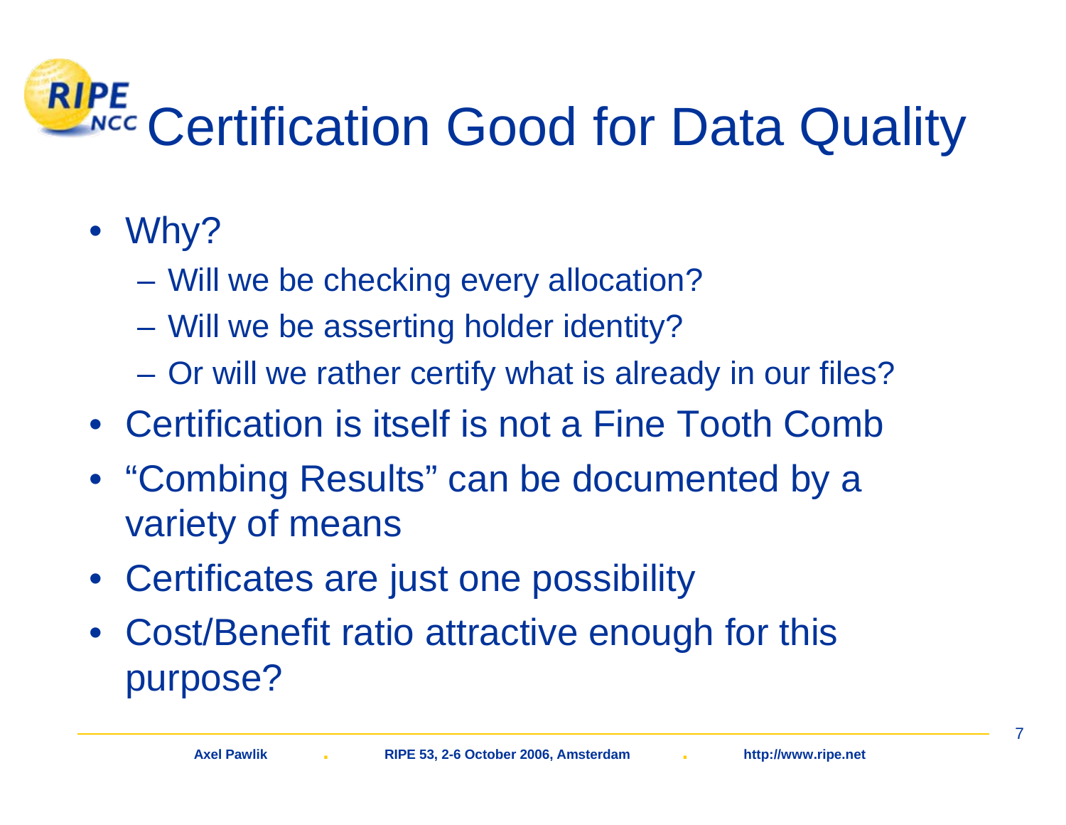# Certification Good for Data Quality

- Why?
  - Will we be checking every allocation?
  - Will we be asserting holder identity?
  - Or will we rather certify what is already in our files?
- Certification is itself is not a Fine Tooth Comb
- "Combing Results" can be documented by a variety of means
- Certificates are just one possibility
- Cost/Benefit ratio attractive enough for this purpose?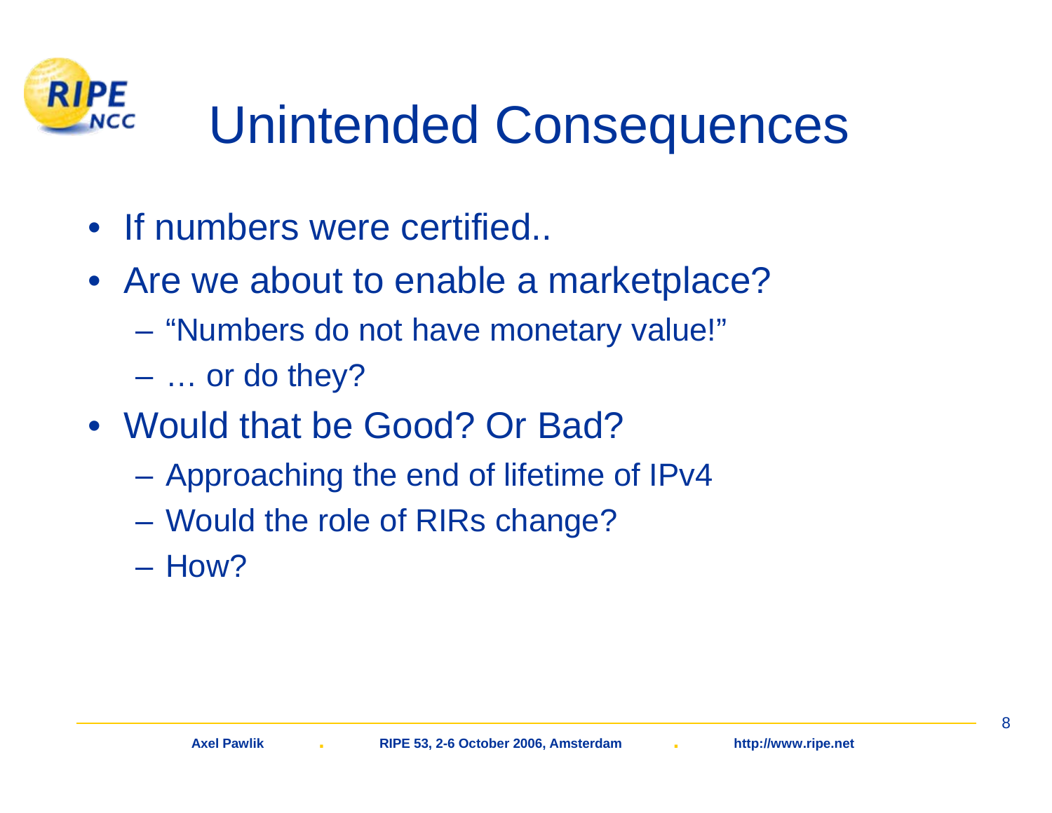# Unintended Consequences

- If numbers were certified..
- Are we about to enable a marketplace?
  - "Numbers do not have monetary value!"
  - … or do they?
- Would that be Good? Or Bad?
  - Approaching the end of lifetime of IPv4
  - Would the role of RIRs change?
  - How?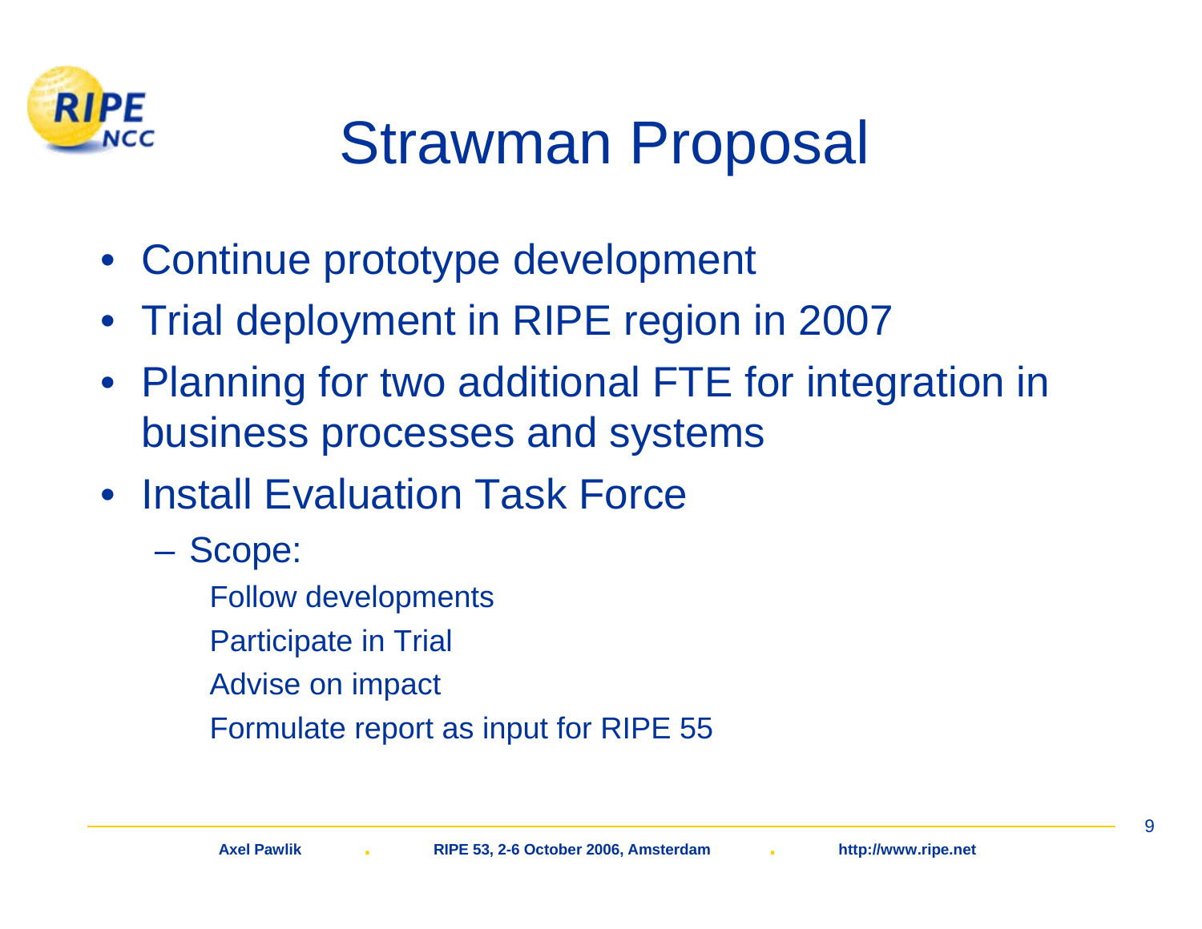# Strawman Proposal

- Continue prototype development
- Trial deployment in RIPE region in 2007
- Planning for two additional FTE for integration in business processes and systems
- Install Evaluation Task Force
  - Scope:
    - Follow developments
    - Participate in Trial
    - Advise on impact
    - Formulate report as input for RIPE 55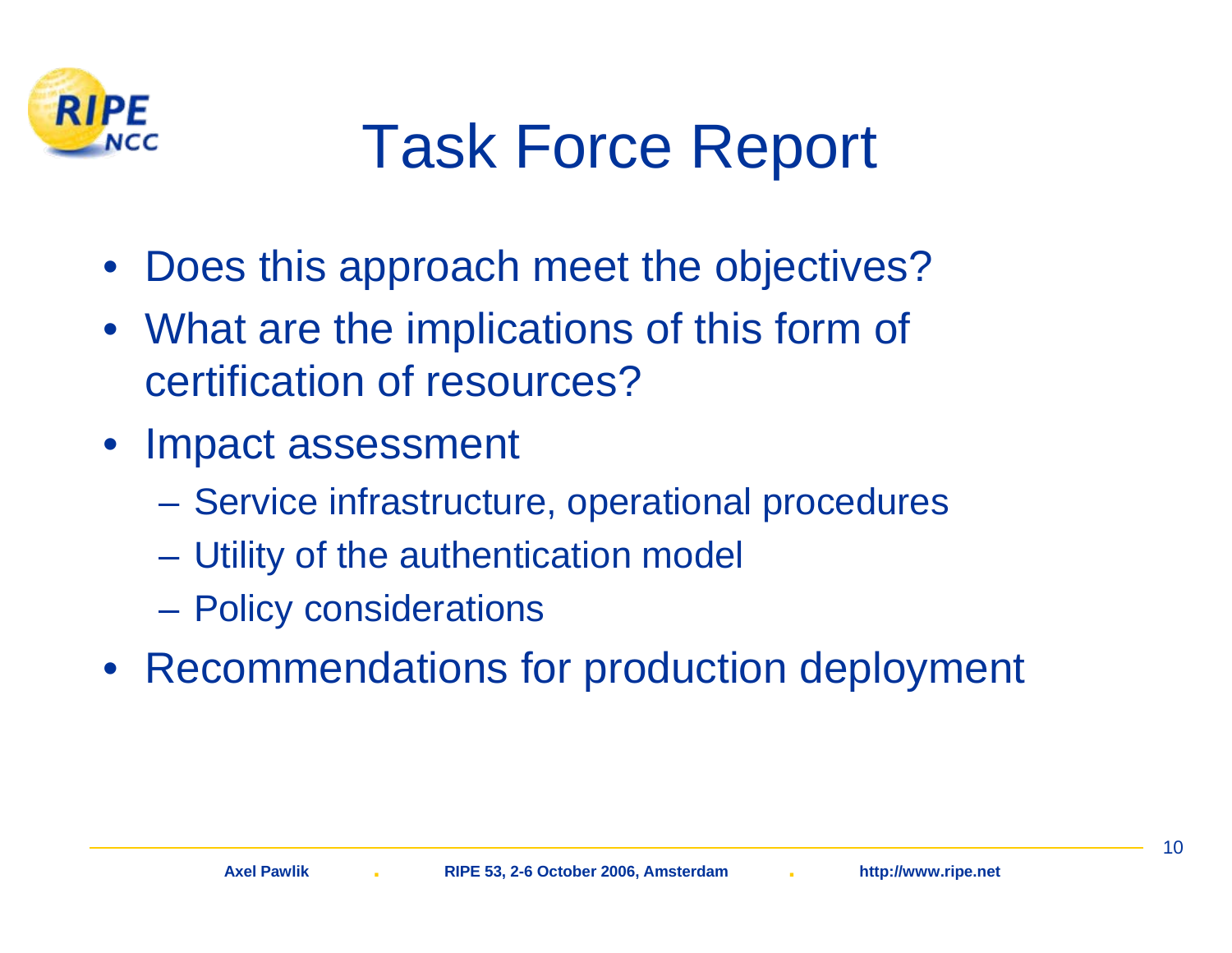# Task Force Report

- Does this approach meet the objectives?
- What are the implications of this form of certification of resources?
- Impact assessment
  - Service infrastructure, operational procedures
  - Utility of the authentication model
  - Policy considerations
- Recommendations for production deployment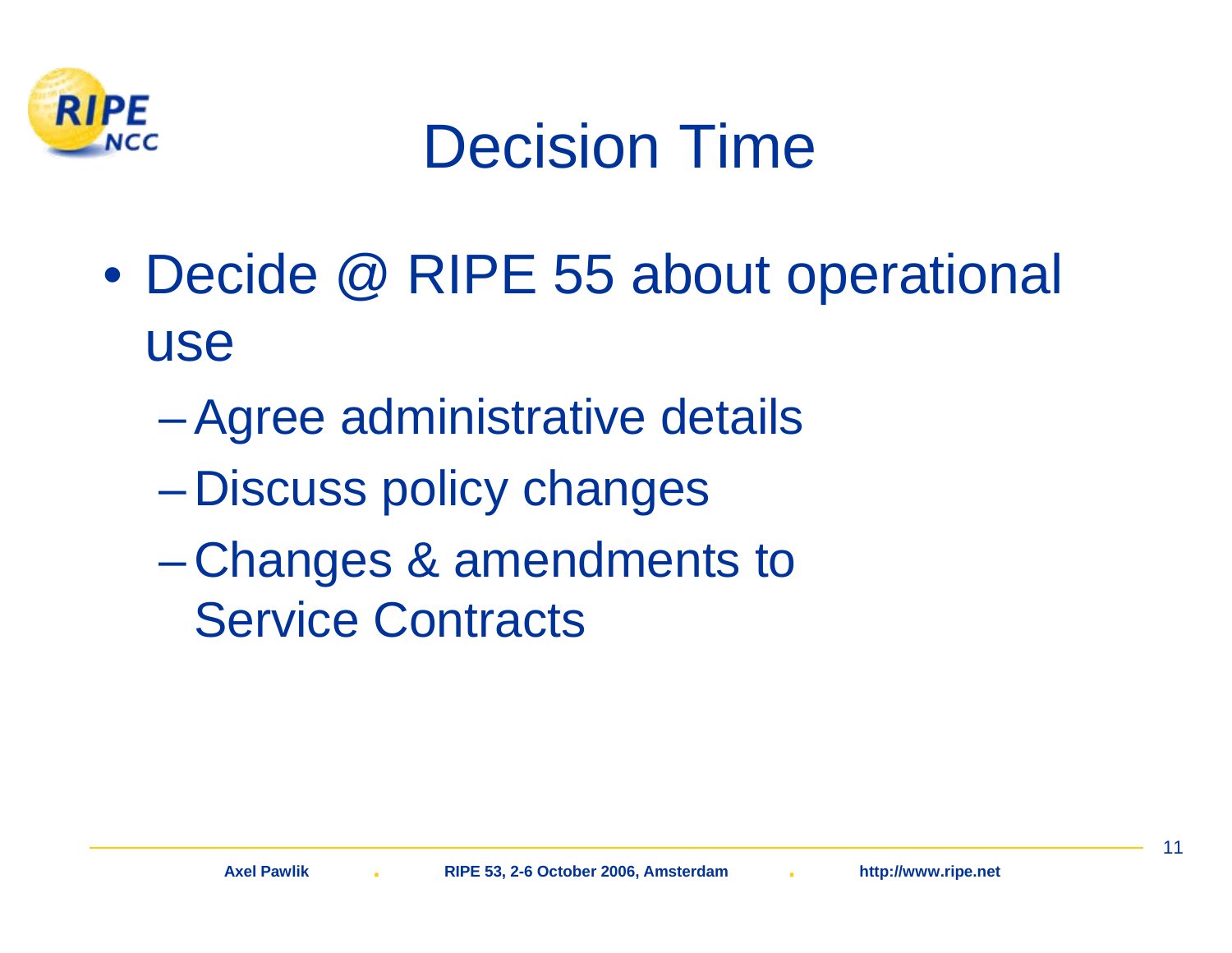# Decision Time

- Decide @ RIPE 55 about operational use
  - Agree administrative details
  - Discuss policy changes
  - Changes & amendments to Service Contracts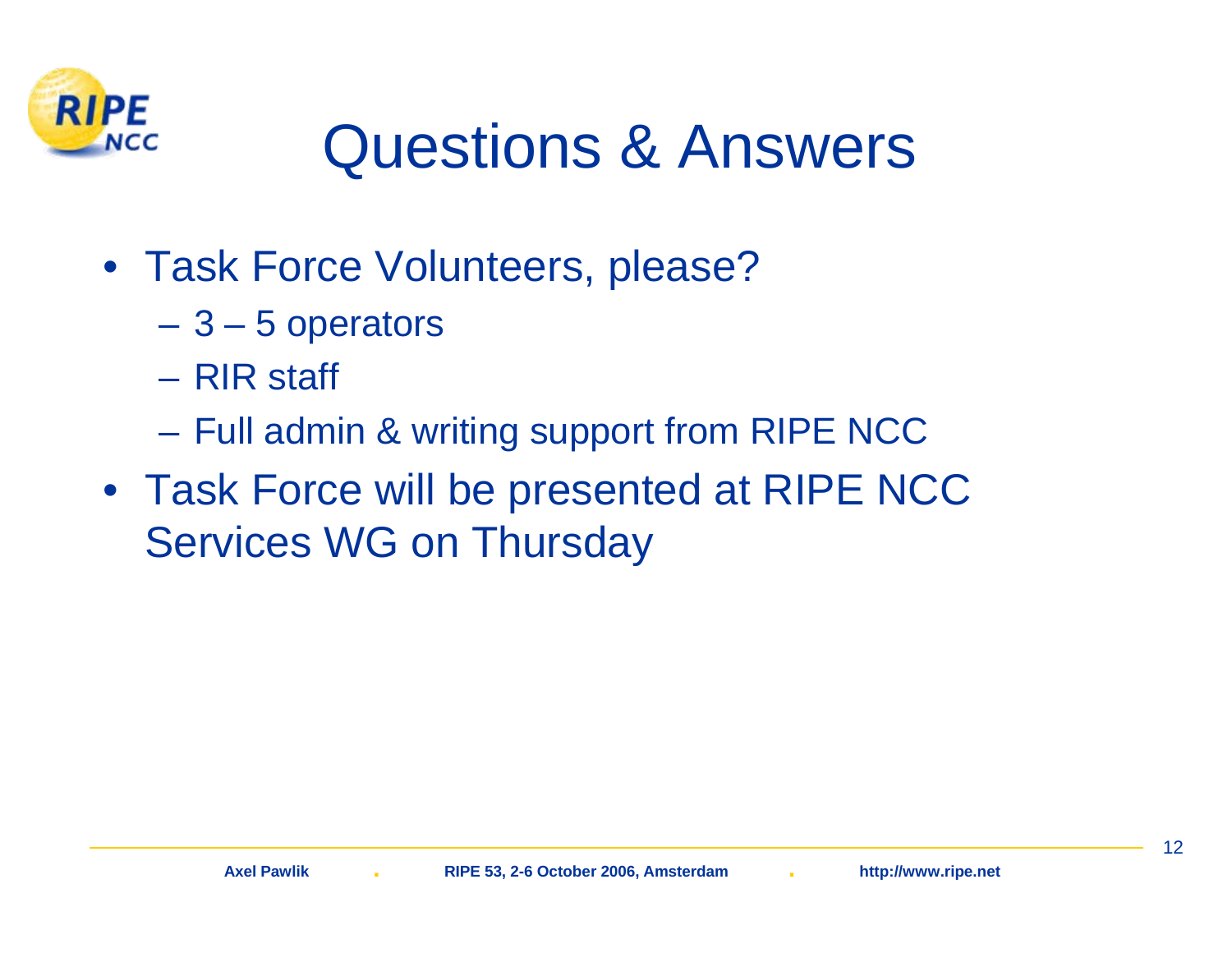# Questions & Answers

- Task Force Volunteers, please?
  - 3 – 5 operators
  - RIR staff
  - Full admin & writing support from RIPE NCC
- Task Force will be presented at RIPE NCC Services WG on Thursday